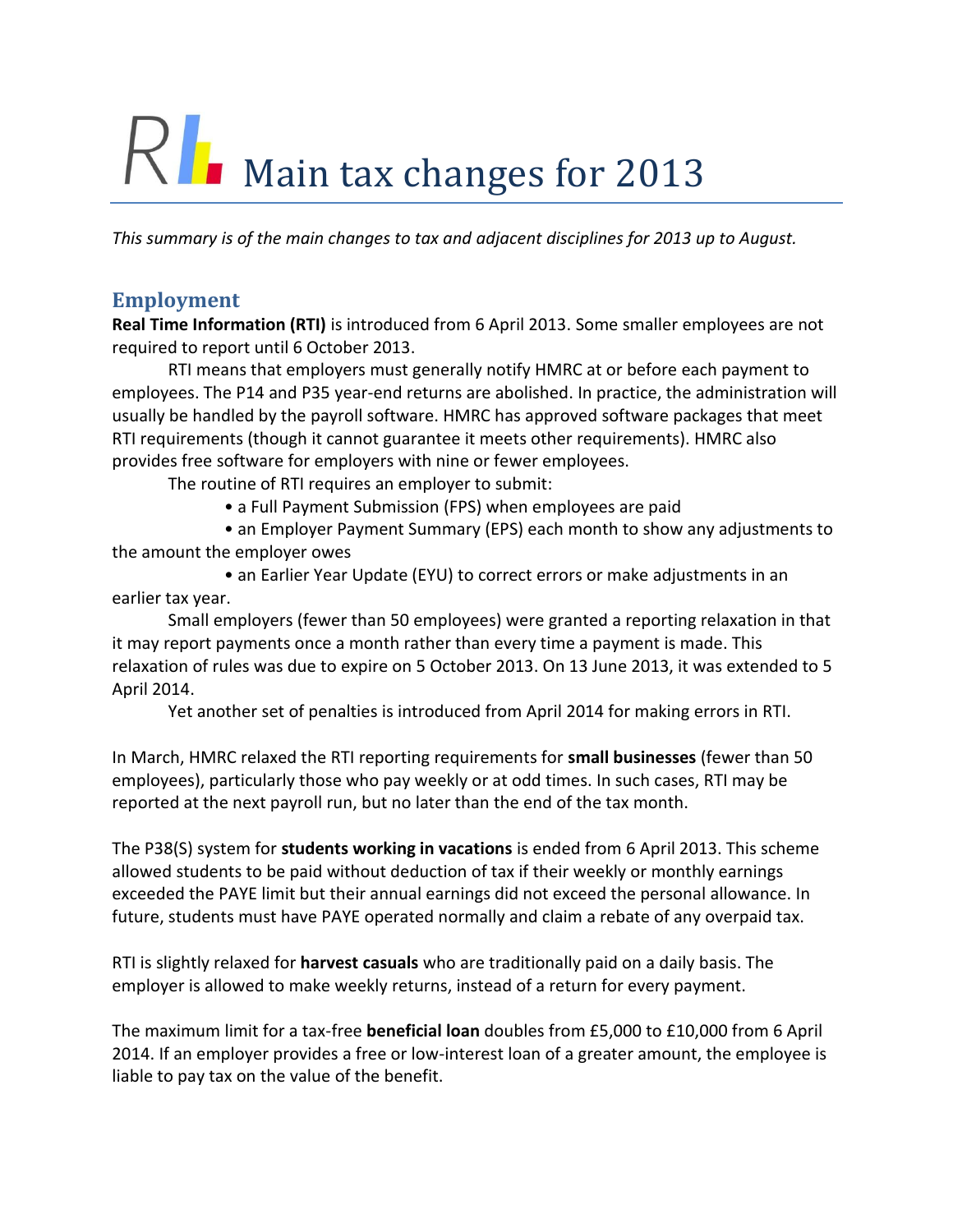# Main tax changes for 2013

*This summary is of the main changes to tax and adjacent disciplines for 2013 up to August.*

## Employment

**Real Time Information (RTI)** is introduced from 6 April 2013. Some smaller employees are not required to report until 6 October 2013.

RTI means that employers must generally notify HMRC at or before each payment to employees. The P14 and P35 year-end returns are abolished. In practice, the administration will usually be handled by the payroll software. HMRC has approved software packages that meet RTI requirements (though it cannot guarantee it meets other requirements). HMRC also provides free software for employers with nine or fewer employees.

The routine of RTI requires an employer to submit:

- a Full Payment Submission (FPS) when employees are paid
- an Employer Payment Summary (EPS) each month to show any adjustments to the amount the employer owes
- an Earlier Year Update (EYU) to correct errors or make adjustments in an earlier tax year.

Small employers (fewer than 50 employees) were granted a reporting relaxation in that it may report payments once a month rather than every time a payment is made. This relaxation of rules was due to expire on 5 October 2013. On 13 June 2013, it was extended to 5 April 2014.

Yet another set of penalties is introduced from April 2014 for making errors in RTI.

In March, HMRC relaxed the RTI reporting requirements for **small businesses** (fewer than 50 employees), particularly those who pay weekly or at odd times. In such cases, RTI may be reported at the next payroll run, but no later than the end of the tax month.

The P38(S) system for **students working in vacations** is ended from 6 April 2013. This scheme allowed students to be paid without deduction of tax if their weekly or monthly earnings exceeded the PAYE limit but their annual earnings did not exceed the personal allowance. In future, students must have PAYE operated normally and claim a rebate of any overpaid tax.

RTI is slightly relaxed for **harvest casuals** who are traditionally paid on a daily basis. The employer is allowed to make weekly returns, instead of a return for every payment.

The maximum limit for a tax-free **beneficial loan** doubles from £5,000 to £10,000 from 6 April 2014. If an employer provides a free or low-interest loan of a greater amount, the employee is liable to pay tax on the value of the benefit.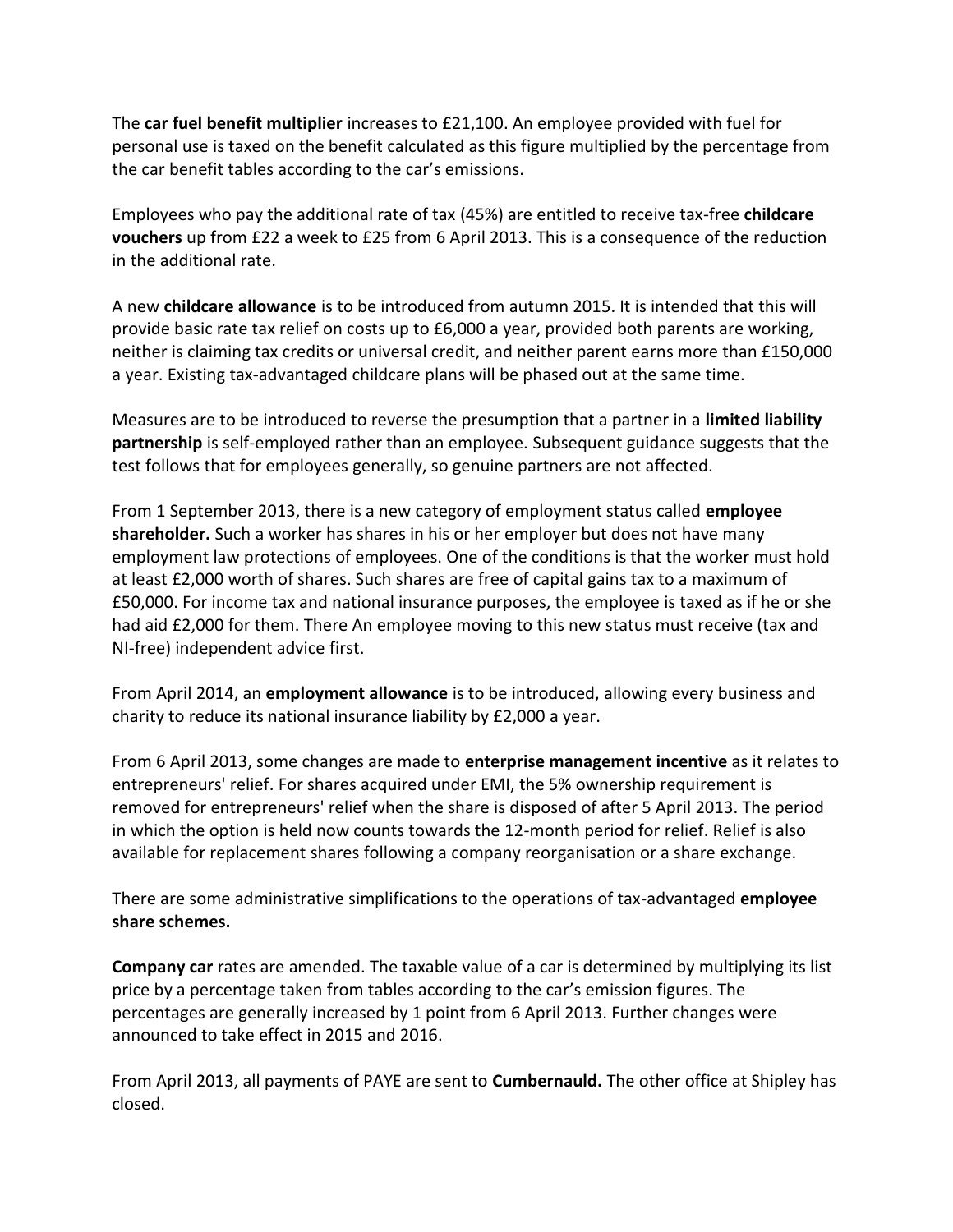The **car fuel benefit multiplier** increases to £21,100. An employee provided with fuel for personal use is taxed on the benefit calculated as this figure multiplied by the percentage from the car benefit tables according to the car's emissions.

Employees who pay the additional rate of tax (45%) are entitled to receive tax-free **childcare vouchers** up from £22 a week to £25 from 6 April 2013. This is a consequence of the reduction in the additional rate.

A new **childcare allowance** is to be introduced from autumn 2015. It is intended that this will provide basic rate tax relief on costs up to £6,000 a year, provided both parents are working, neither is claiming tax credits or universal credit, and neither parent earns more than £150,000 a year. Existing tax-advantaged childcare plans will be phased out at the same time.

Measures are to be introduced to reverse the presumption that a partner in a **limited liability partnership** is self-employed rather than an employee. Subsequent guidance suggests that the test follows that for employees generally, so genuine partners are not affected.

From 1 September 2013, there is a new category of employment status called **employee shareholder.** Such a worker has shares in his or her employer but does not have many employment law protections of employees. One of the conditions is that the worker must hold at least £2,000 worth of shares. Such shares are free of capital gains tax to a maximum of £50,000. For income tax and national insurance purposes, the employee is taxed as if he or she had aid £2,000 for them. There An employee moving to this new status must receive (tax and NI-free) independent advice first.

From April 2014, an **employment allowance** is to be introduced, allowing every business and charity to reduce its national insurance liability by £2,000 a year.

From 6 April 2013, some changes are made to **enterprise management incentive** as it relates to entrepreneurs' relief. For shares acquired under EMI, the 5% ownership requirement is removed for entrepreneurs' relief when the share is disposed of after 5 April 2013. The period in which the option is held now counts towards the 12-month period for relief. Relief is also available for replacement shares following a company reorganisation or a share exchange.

There are some administrative simplifications to the operations of tax-advantaged **employee share schemes.**

**Company car** rates are amended. The taxable value of a car is determined by multiplying its list price by a percentage taken from tables according to the car's emission figures. The percentages are generally increased by 1 point from 6 April 2013. Further changes were announced to take effect in 2015 and 2016.

From April 2013, all payments of PAYE are sent to **Cumbernauld.** The other office at Shipley has closed.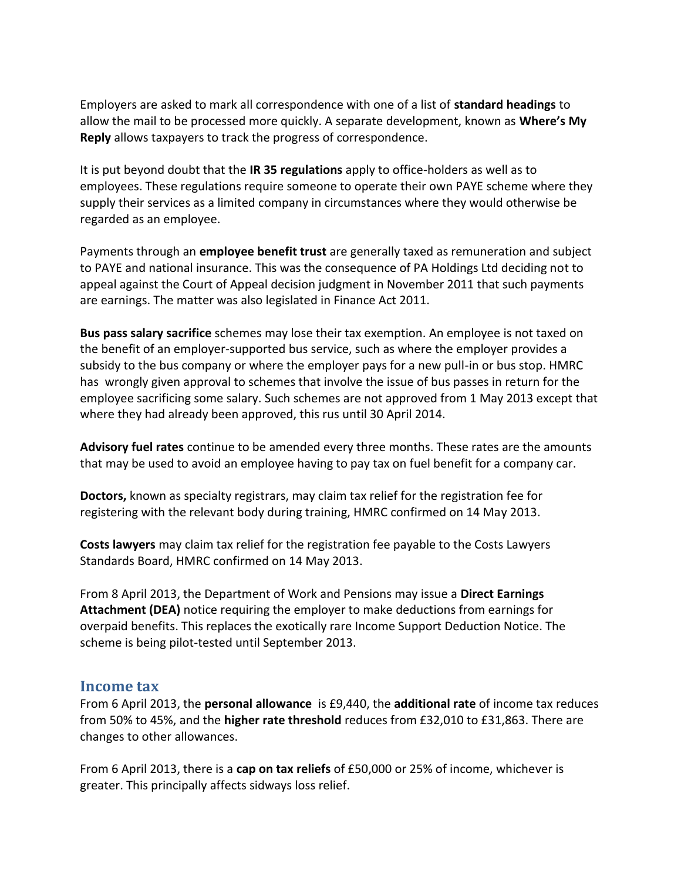Employers are asked to mark all correspondence with one of a list of **standard headings** to allow the mail to be processed more quickly. A separate development, known as **Where's My Reply** allows taxpayers to track the progress of correspondence.

It is put beyond doubt that the **IR 35 regulations** apply to office-holders as well as to employees. These regulations require someone to operate their own PAYE scheme where they supply their services as a limited company in circumstances where they would otherwise be regarded as an employee.

Payments through an **employee benefit trust** are generally taxed as remuneration and subject to PAYE and national insurance. This was the consequence of PA Holdings Ltd deciding not to appeal against the Court of Appeal decision judgment in November 2011 that such payments are earnings. The matter was also legislated in Finance Act 2011.

**Bus pass salary sacrifice** schemes may lose their tax exemption. An employee is not taxed on the benefit of an employer-supported bus service, such as where the employer provides a subsidy to the bus company or where the employer pays for a new pull-in or bus stop. HMRC has wrongly given approval to schemes that involve the issue of bus passes in return for the employee sacrificing some salary. Such schemes are not approved from 1 May 2013 except that where they had already been approved, this rus until 30 April 2014.

**Advisory fuel rates** continue to be amended every three months. These rates are the amounts that may be used to avoid an employee having to pay tax on fuel benefit for a company car.

**Doctors,** known as specialty registrars, may claim tax relief for the registration fee for registering with the relevant body during training, HMRC confirmed on 14 May 2013.

**Costs lawyers** may claim tax relief for the registration fee payable to the Costs Lawyers Standards Board, HMRC confirmed on 14 May 2013.

From 8 April 2013, the Department of Work and Pensions may issue a **Direct Earnings Attachment (DEA)** notice requiring the employer to make deductions from earnings for overpaid benefits. This replaces the exotically rare Income Support Deduction Notice. The scheme is being pilot-tested until September 2013.

## Income tax

From 6 April 2013, the **personal allowance** is £9,440, the **additional rate** of income tax reduces from 50% to 45%, and the **higher rate threshold** reduces from £32,010 to £31,863. There are changes to other allowances.

From 6 April 2013, there is a **cap on tax reliefs** of £50,000 or 25% of income, whichever is greater. This principally affects sidways loss relief.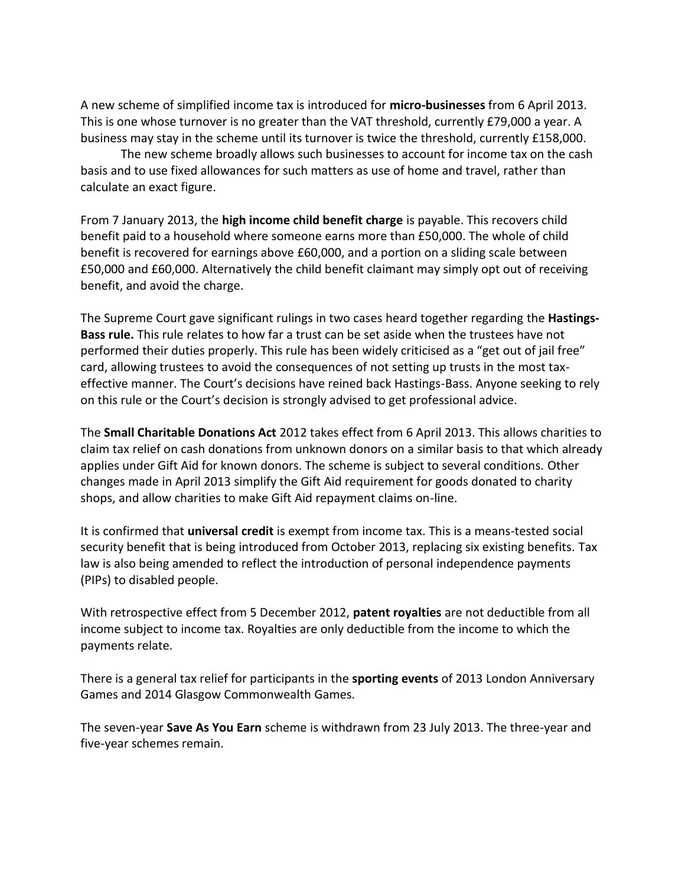A new scheme of simplified income tax is introduced for **micro-businesses** from 6 April 2013. This is one whose turnover is no greater than the VAT threshold, currently £79,000 a year. A business may stay in the scheme until its turnover is twice the threshold, currently £158,000.

The new scheme broadly allows such businesses to account for income tax on the cash basis and to use fixed allowances for such matters as use of home and travel, rather than calculate an exact figure.

From 7 January 2013, the **high income child benefit charge** is payable. This recovers child benefit paid to a household where someone earns more than £50,000. The whole of child benefit is recovered for earnings above £60,000, and a portion on a sliding scale between £50,000 and £60,000. Alternatively the child benefit claimant may simply opt out of receiving benefit, and avoid the charge.

The Supreme Court gave significant rulings in two cases heard together regarding the **Hastings-Bass rule.** This rule relates to how far a trust can be set aside when the trustees have not performed their duties properly. This rule has been widely criticised as a "get out of jail free" card, allowing trustees to avoid the consequences of not setting up trusts in the most tax-effective manner. The Court's decisions have reined back Hastings-Bass. Anyone seeking to rely on this rule or the Court's decision is strongly advised to get professional advice.

The **Small Charitable Donations Act** 2012 takes effect from 6 April 2013. This allows charities to claim tax relief on cash donations from unknown donors on a similar basis to that which already applies under Gift Aid for known donors. The scheme is subject to several conditions. Other changes made in April 2013 simplify the Gift Aid requirement for goods donated to charity shops, and allow charities to make Gift Aid repayment claims on-line.

It is confirmed that **universal credit** is exempt from income tax. This is a means-tested social security benefit that is being introduced from October 2013, replacing six existing benefits. Tax law is also being amended to reflect the introduction of personal independence payments (PIPs) to disabled people.

With retrospective effect from 5 December 2012, **patent royalties** are not deductible from all income subject to income tax. Royalties are only deductible from the income to which the payments relate.

There is a general tax relief for participants in the **sporting events** of 2013 London Anniversary Games and 2014 Glasgow Commonwealth Games.

The seven-year **Save As You Earn** scheme is withdrawn from 23 July 2013. The three-year and five-year schemes remain.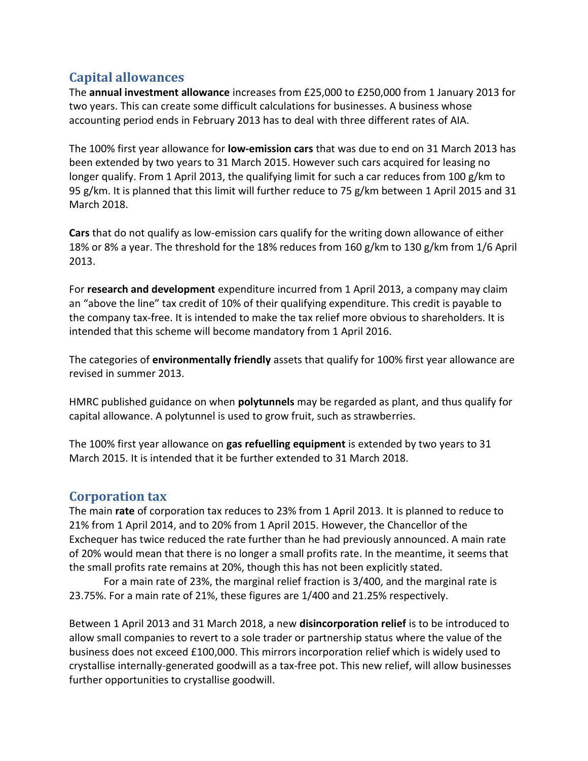## Capital allowances

The **annual investment allowance** increases from £25,000 to £250,000 from 1 January 2013 for two years. This can create some difficult calculations for businesses. A business whose accounting period ends in February 2013 has to deal with three different rates of AIA.

The 100% first year allowance for **low-emission cars** that was due to end on 31 March 2013 has been extended by two years to 31 March 2015. However such cars acquired for leasing no longer qualify. From 1 April 2013, the qualifying limit for such a car reduces from 100 g/km to 95 g/km. It is planned that this limit will further reduce to 75 g/km between 1 April 2015 and 31 March 2018.

**Cars** that do not qualify as low-emission cars qualify for the writing down allowance of either 18% or 8% a year. The threshold for the 18% reduces from 160 g/km to 130 g/km from 1/6 April 2013.

For **research and development** expenditure incurred from 1 April 2013, a company may claim an "above the line" tax credit of 10% of their qualifying expenditure. This credit is payable to the company tax-free. It is intended to make the tax relief more obvious to shareholders. It is intended that this scheme will become mandatory from 1 April 2016.

The categories of **environmentally friendly** assets that qualify for 100% first year allowance are revised in summer 2013.

HMRC published guidance on when **polytunnels** may be regarded as plant, and thus qualify for capital allowance. A polytunnel is used to grow fruit, such as strawberries.

The 100% first year allowance on **gas refuelling equipment** is extended by two years to 31 March 2015. It is intended that it be further extended to 31 March 2018.

## Corporation tax

The main **rate** of corporation tax reduces to 23% from 1 April 2013. It is planned to reduce to 21% from 1 April 2014, and to 20% from 1 April 2015. However, the Chancellor of the Exchequer has twice reduced the rate further than he had previously announced. A main rate of 20% would mean that there is no longer a small profits rate. In the meantime, it seems that the small profits rate remains at 20%, though this has not been explicitly stated.

For a main rate of 23%, the marginal relief fraction is 3/400, and the marginal rate is 23.75%. For a main rate of 21%, these figures are 1/400 and 21.25% respectively.

Between 1 April 2013 and 31 March 2018, a new **disincorporation relief** is to be introduced to allow small companies to revert to a sole trader or partnership status where the value of the business does not exceed £100,000. This mirrors incorporation relief which is widely used to crystallise internally-generated goodwill as a tax-free pot. This new relief, will allow businesses further opportunities to crystallise goodwill.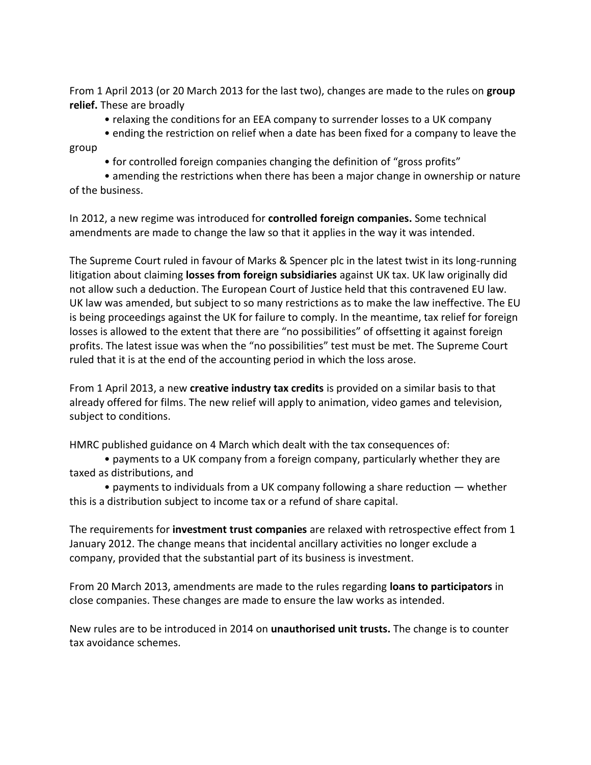From 1 April 2013 (or 20 March 2013 for the last two), changes are made to the rules on **group relief.** These are broadly

- relaxing the conditions for an EEA company to surrender losses to a UK company
- ending the restriction on relief when a date has been fixed for a company to leave the group
- for controlled foreign companies changing the definition of "gross profits"
- amending the restrictions when there has been a major change in ownership or nature of the business.

In 2012, a new regime was introduced for **controlled foreign companies.** Some technical amendments are made to change the law so that it applies in the way it was intended.

The Supreme Court ruled in favour of Marks & Spencer plc in the latest twist in its long-running litigation about claiming **losses from foreign subsidiaries** against UK tax. UK law originally did not allow such a deduction. The European Court of Justice held that this contravened EU law. UK law was amended, but subject to so many restrictions as to make the law ineffective. The EU is being proceedings against the UK for failure to comply. In the meantime, tax relief for foreign losses is allowed to the extent that there are "no possibilities" of offsetting it against foreign profits. The latest issue was when the "no possibilities" test must be met. The Supreme Court ruled that it is at the end of the accounting period in which the loss arose.

From 1 April 2013, a new **creative industry tax credits** is provided on a similar basis to that already offered for films. The new relief will apply to animation, video games and television, subject to conditions.

HMRC published guidance on 4 March which dealt with the tax consequences of:

- payments to a UK company from a foreign company, particularly whether they are taxed as distributions, and
- payments to individuals from a UK company following a share reduction — whether this is a distribution subject to income tax or a refund of share capital.

The requirements for **investment trust companies** are relaxed with retrospective effect from 1 January 2012. The change means that incidental ancillary activities no longer exclude a company, provided that the substantial part of its business is investment.

From 20 March 2013, amendments are made to the rules regarding **loans to participators** in close companies. These changes are made to ensure the law works as intended.

New rules are to be introduced in 2014 on **unauthorised unit trusts.** The change is to counter tax avoidance schemes.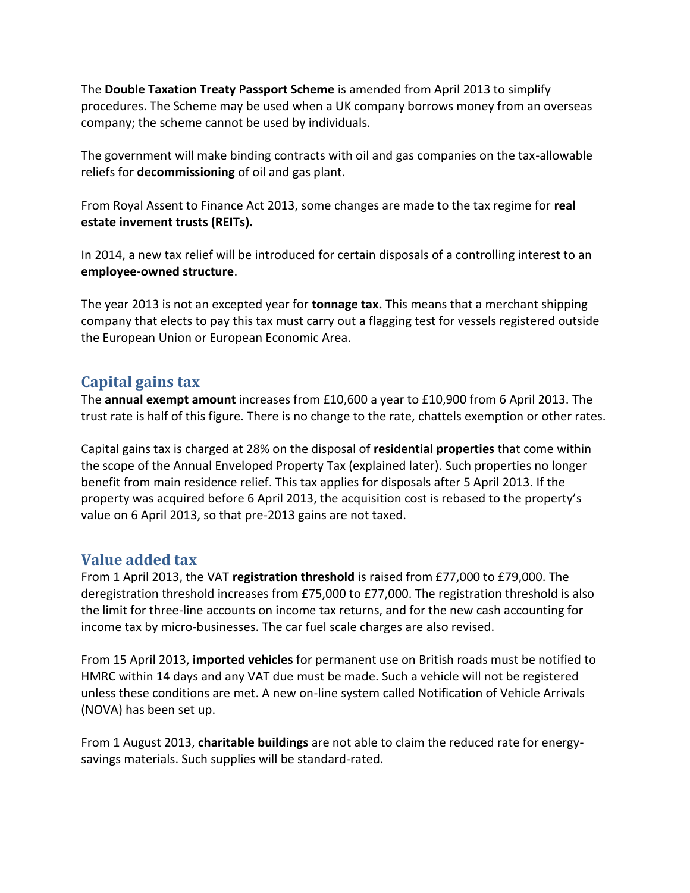The **Double Taxation Treaty Passport Scheme** is amended from April 2013 to simplify procedures. The Scheme may be used when a UK company borrows money from an overseas company; the scheme cannot be used by individuals.

The government will make binding contracts with oil and gas companies on the tax-allowable reliefs for **decommissioning** of oil and gas plant.

From Royal Assent to Finance Act 2013, some changes are made to the tax regime for **real estate invement trusts (REITs).**

In 2014, a new tax relief will be introduced for certain disposals of a controlling interest to an **employee-owned structure**.

The year 2013 is not an excepted year for **tonnage tax.** This means that a merchant shipping company that elects to pay this tax must carry out a flagging test for vessels registered outside the European Union or European Economic Area.

## Capital gains tax

The **annual exempt amount** increases from £10,600 a year to £10,900 from 6 April 2013. The trust rate is half of this figure. There is no change to the rate, chattels exemption or other rates.

Capital gains tax is charged at 28% on the disposal of **residential properties** that come within the scope of the Annual Enveloped Property Tax (explained later). Such properties no longer benefit from main residence relief. This tax applies for disposals after 5 April 2013. If the property was acquired before 6 April 2013, the acquisition cost is rebased to the property's value on 6 April 2013, so that pre-2013 gains are not taxed.

## Value added tax

From 1 April 2013, the VAT **registration threshold** is raised from £77,000 to £79,000. The deregistration threshold increases from £75,000 to £77,000. The registration threshold is also the limit for three-line accounts on income tax returns, and for the new cash accounting for income tax by micro-businesses. The car fuel scale charges are also revised.

From 15 April 2013, **imported vehicles** for permanent use on British roads must be notified to HMRC within 14 days and any VAT due must be made. Such a vehicle will not be registered unless these conditions are met. A new on-line system called Notification of Vehicle Arrivals (NOVA) has been set up.

From 1 August 2013, **charitable buildings** are not able to claim the reduced rate for energy-savings materials. Such supplies will be standard-rated.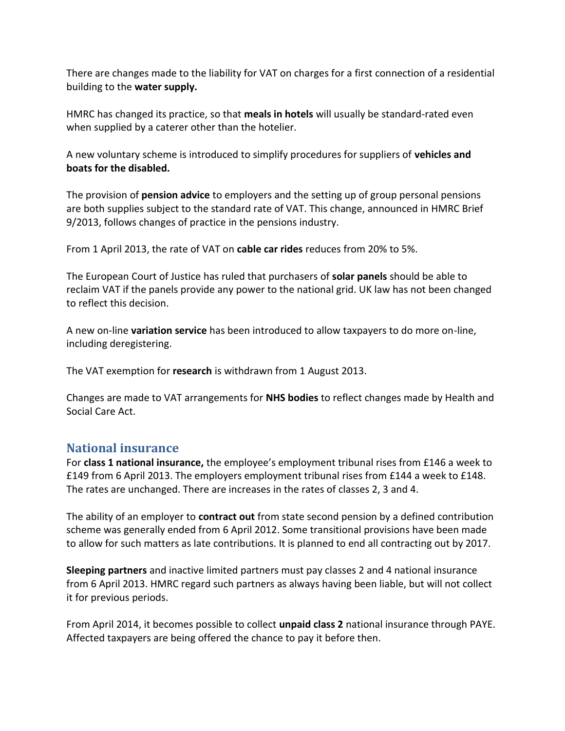There are changes made to the liability for VAT on charges for a first connection of a residential building to the **water supply.**

HMRC has changed its practice, so that **meals in hotels** will usually be standard-rated even when supplied by a caterer other than the hotelier.

A new voluntary scheme is introduced to simplify procedures for suppliers of **vehicles and boats for the disabled.**

The provision of **pension advice** to employers and the setting up of group personal pensions are both supplies subject to the standard rate of VAT. This change, announced in HMRC Brief 9/2013, follows changes of practice in the pensions industry.

From 1 April 2013, the rate of VAT on **cable car rides** reduces from 20% to 5%.

The European Court of Justice has ruled that purchasers of **solar panels** should be able to reclaim VAT if the panels provide any power to the national grid. UK law has not been changed to reflect this decision.

A new on-line **variation service** has been introduced to allow taxpayers to do more on-line, including deregistering.

The VAT exemption for **research** is withdrawn from 1 August 2013.

Changes are made to VAT arrangements for **NHS bodies** to reflect changes made by Health and Social Care Act.

## National insurance

For **class 1 national insurance,** the employee's employment tribunal rises from £146 a week to £149 from 6 April 2013. The employers employment tribunal rises from £144 a week to £148. The rates are unchanged. There are increases in the rates of classes 2, 3 and 4.

The ability of an employer to **contract out** from state second pension by a defined contribution scheme was generally ended from 6 April 2012. Some transitional provisions have been made to allow for such matters as late contributions. It is planned to end all contracting out by 2017.

**Sleeping partners** and inactive limited partners must pay classes 2 and 4 national insurance from 6 April 2013. HMRC regard such partners as always having been liable, but will not collect it for previous periods.

From April 2014, it becomes possible to collect **unpaid class 2** national insurance through PAYE. Affected taxpayers are being offered the chance to pay it before then.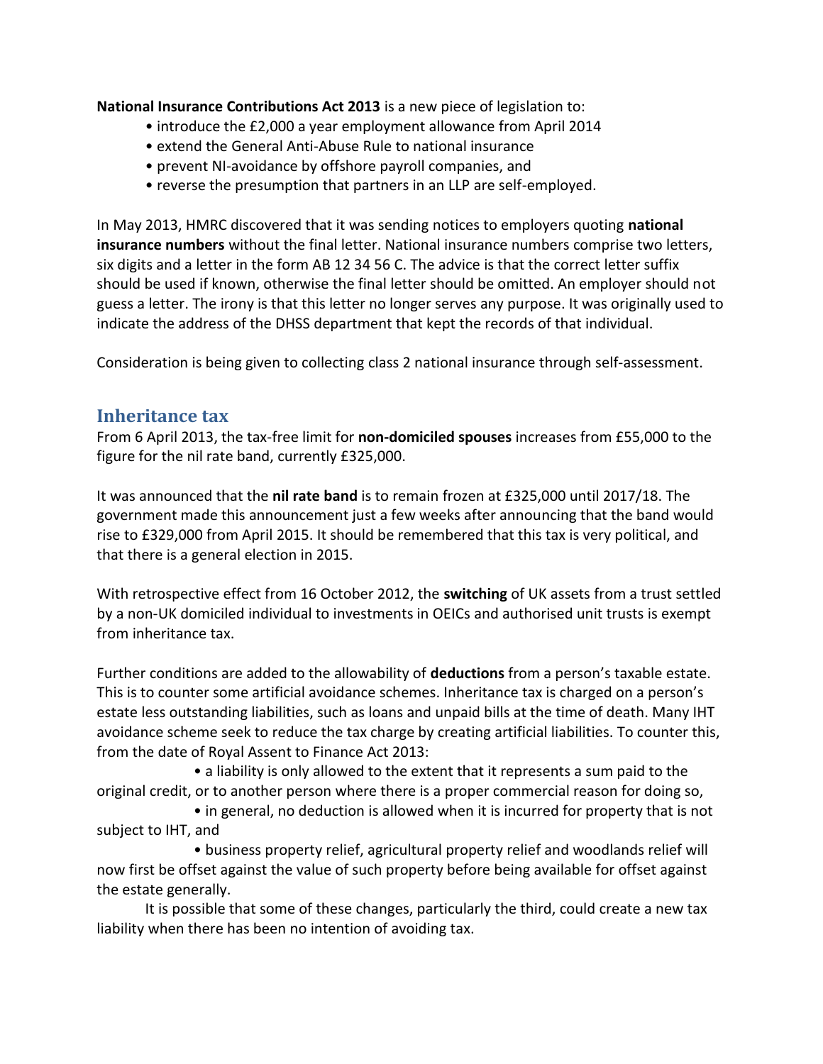**National Insurance Contributions Act 2013** is a new piece of legislation to:

- introduce the £2,000 a year employment allowance from April 2014
- extend the General Anti-Abuse Rule to national insurance
- prevent NI-avoidance by offshore payroll companies, and
- reverse the presumption that partners in an LLP are self-employed.

In May 2013, HMRC discovered that it was sending notices to employers quoting **national insurance numbers** without the final letter. National insurance numbers comprise two letters, six digits and a letter in the form AB 12 34 56 C. The advice is that the correct letter suffix should be used if known, otherwise the final letter should be omitted. An employer should not guess a letter. The irony is that this letter no longer serves any purpose. It was originally used to indicate the address of the DHSS department that kept the records of that individual.

Consideration is being given to collecting class 2 national insurance through self-assessment.

## Inheritance tax

From 6 April 2013, the tax-free limit for **non-domiciled spouses** increases from £55,000 to the figure for the nil rate band, currently £325,000.

It was announced that the **nil rate band** is to remain frozen at £325,000 until 2017/18. The government made this announcement just a few weeks after announcing that the band would rise to £329,000 from April 2015. It should be remembered that this tax is very political, and that there is a general election in 2015.

With retrospective effect from 16 October 2012, the **switching** of UK assets from a trust settled by a non-UK domiciled individual to investments in OEICs and authorised unit trusts is exempt from inheritance tax.

Further conditions are added to the allowability of **deductions** from a person's taxable estate. This is to counter some artificial avoidance schemes. Inheritance tax is charged on a person's estate less outstanding liabilities, such as loans and unpaid bills at the time of death. Many IHT avoidance scheme seek to reduce the tax charge by creating artificial liabilities. To counter this, from the date of Royal Assent to Finance Act 2013:

- a liability is only allowed to the extent that it represents a sum paid to the original credit, or to another person where there is a proper commercial reason for doing so,
- in general, no deduction is allowed when it is incurred for property that is not subject to IHT, and
- business property relief, agricultural property relief and woodlands relief will now first be offset against the value of such property before being available for offset against the estate generally.

It is possible that some of these changes, particularly the third, could create a new tax liability when there has been no intention of avoiding tax.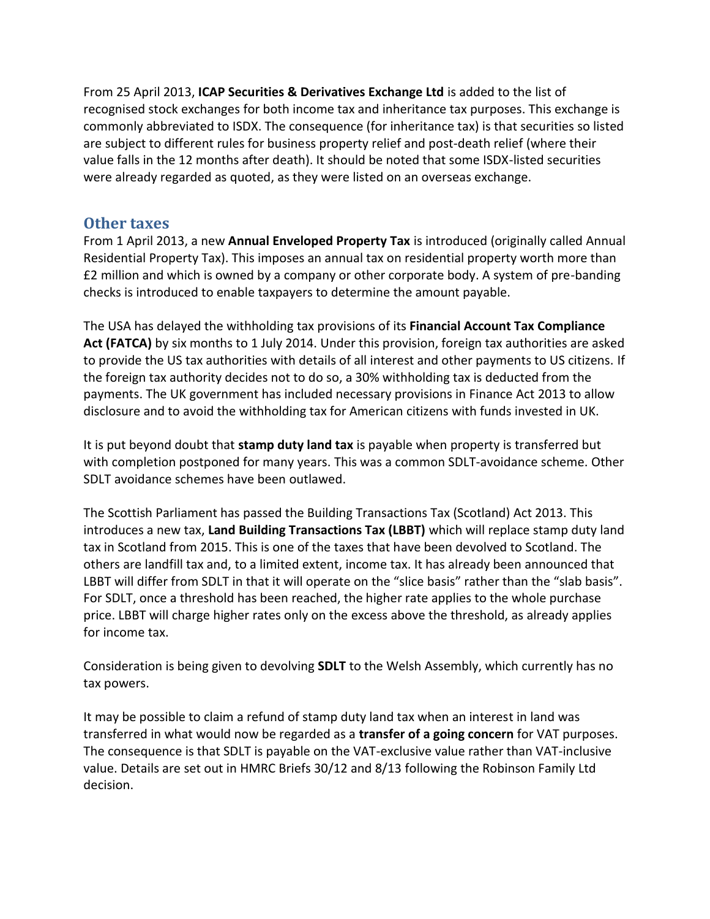From 25 April 2013, **ICAP Securities & Derivatives Exchange Ltd** is added to the list of recognised stock exchanges for both income tax and inheritance tax purposes. This exchange is commonly abbreviated to ISDX. The consequence (for inheritance tax) is that securities so listed are subject to different rules for business property relief and post-death relief (where their value falls in the 12 months after death). It should be noted that some ISDX-listed securities were already regarded as quoted, as they were listed on an overseas exchange.

## Other taxes

From 1 April 2013, a new **Annual Enveloped Property Tax** is introduced (originally called Annual Residential Property Tax). This imposes an annual tax on residential property worth more than £2 million and which is owned by a company or other corporate body. A system of pre-banding checks is introduced to enable taxpayers to determine the amount payable.

The USA has delayed the withholding tax provisions of its **Financial Account Tax Compliance Act (FATCA)** by six months to 1 July 2014. Under this provision, foreign tax authorities are asked to provide the US tax authorities with details of all interest and other payments to US citizens. If the foreign tax authority decides not to do so, a 30% withholding tax is deducted from the payments. The UK government has included necessary provisions in Finance Act 2013 to allow disclosure and to avoid the withholding tax for American citizens with funds invested in UK.

It is put beyond doubt that **stamp duty land tax** is payable when property is transferred but with completion postponed for many years. This was a common SDLT-avoidance scheme. Other SDLT avoidance schemes have been outlawed.

The Scottish Parliament has passed the Building Transactions Tax (Scotland) Act 2013. This introduces a new tax, **Land Building Transactions Tax (LBBT)** which will replace stamp duty land tax in Scotland from 2015. This is one of the taxes that have been devolved to Scotland. The others are landfill tax and, to a limited extent, income tax. It has already been announced that LBBT will differ from SDLT in that it will operate on the "slice basis" rather than the "slab basis". For SDLT, once a threshold has been reached, the higher rate applies to the whole purchase price. LBBT will charge higher rates only on the excess above the threshold, as already applies for income tax.

Consideration is being given to devolving **SDLT** to the Welsh Assembly, which currently has no tax powers.

It may be possible to claim a refund of stamp duty land tax when an interest in land was transferred in what would now be regarded as a **transfer of a going concern** for VAT purposes. The consequence is that SDLT is payable on the VAT-exclusive value rather than VAT-inclusive value. Details are set out in HMRC Briefs 30/12 and 8/13 following the Robinson Family Ltd decision.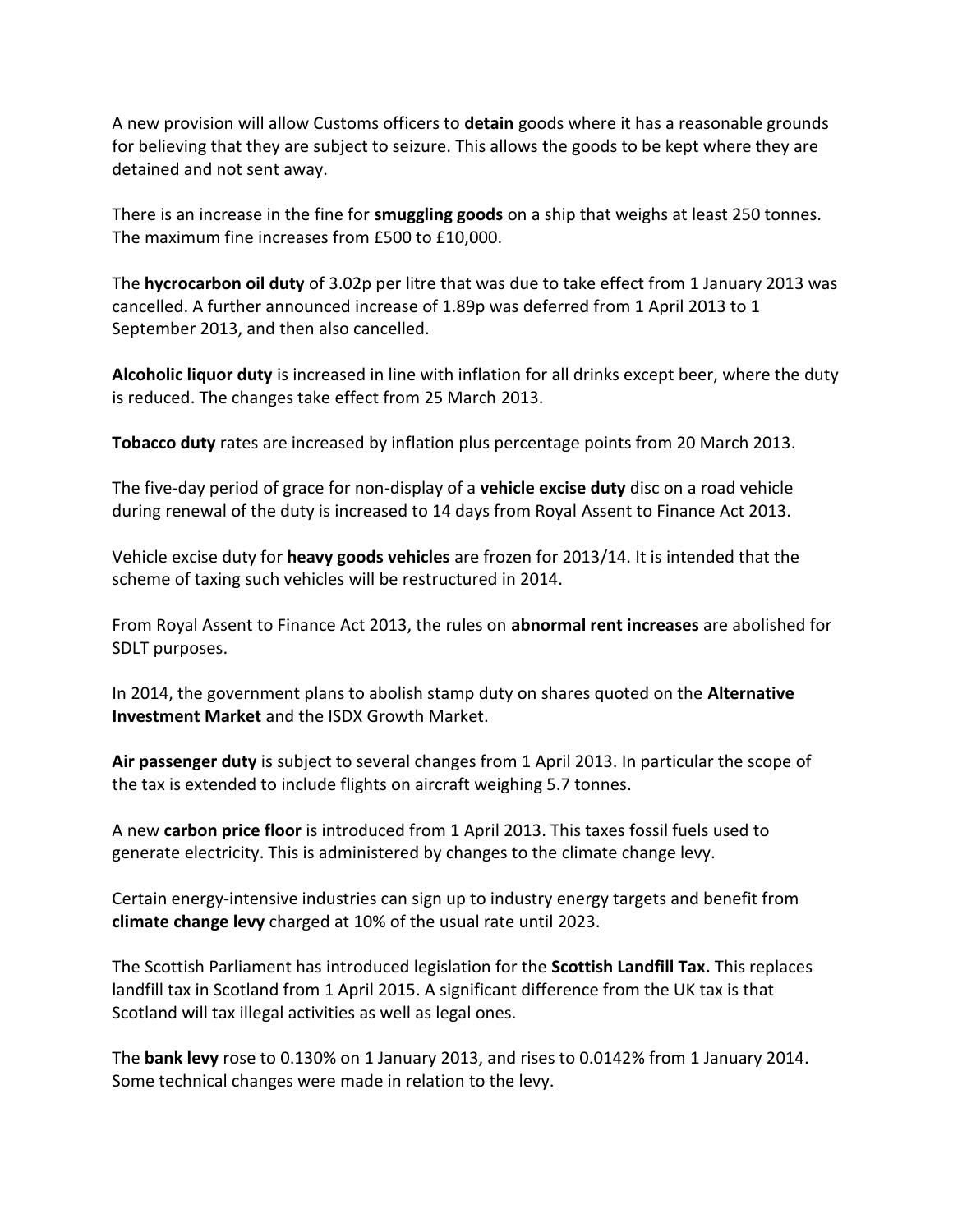A new provision will allow Customs officers to **detain** goods where it has a reasonable grounds for believing that they are subject to seizure. This allows the goods to be kept where they are detained and not sent away.

There is an increase in the fine for **smuggling goods** on a ship that weighs at least 250 tonnes. The maximum fine increases from £500 to £10,000.

The **hycrocarbon oil duty** of 3.02p per litre that was due to take effect from 1 January 2013 was cancelled. A further announced increase of 1.89p was deferred from 1 April 2013 to 1 September 2013, and then also cancelled.

**Alcoholic liquor duty** is increased in line with inflation for all drinks except beer, where the duty is reduced. The changes take effect from 25 March 2013.

**Tobacco duty** rates are increased by inflation plus percentage points from 20 March 2013.

The five-day period of grace for non-display of a **vehicle excise duty** disc on a road vehicle during renewal of the duty is increased to 14 days from Royal Assent to Finance Act 2013.

Vehicle excise duty for **heavy goods vehicles** are frozen for 2013/14. It is intended that the scheme of taxing such vehicles will be restructured in 2014.

From Royal Assent to Finance Act 2013, the rules on **abnormal rent increases** are abolished for SDLT purposes.

In 2014, the government plans to abolish stamp duty on shares quoted on the **Alternative Investment Market** and the ISDX Growth Market.

**Air passenger duty** is subject to several changes from 1 April 2013. In particular the scope of the tax is extended to include flights on aircraft weighing 5.7 tonnes.

A new **carbon price floor** is introduced from 1 April 2013. This taxes fossil fuels used to generate electricity. This is administered by changes to the climate change levy.

Certain energy-intensive industries can sign up to industry energy targets and benefit from **climate change levy** charged at 10% of the usual rate until 2023.

The Scottish Parliament has introduced legislation for the **Scottish Landfill Tax.** This replaces landfill tax in Scotland from 1 April 2015. A significant difference from the UK tax is that Scotland will tax illegal activities as well as legal ones.

The **bank levy** rose to 0.130% on 1 January 2013, and rises to 0.0142% from 1 January 2014. Some technical changes were made in relation to the levy.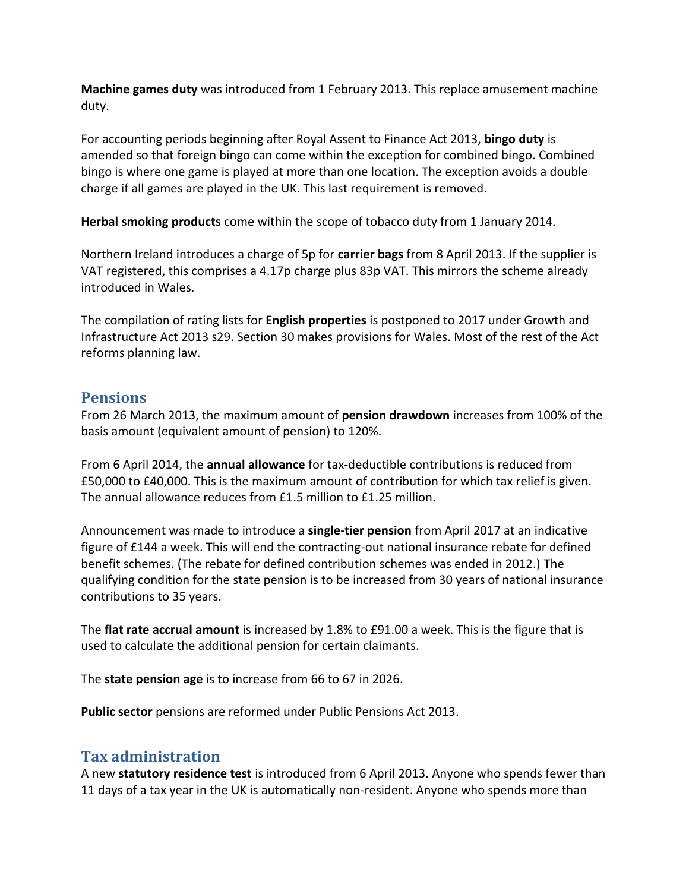**Machine games duty** was introduced from 1 February 2013. This replace amusement machine duty.

For accounting periods beginning after Royal Assent to Finance Act 2013, **bingo duty** is amended so that foreign bingo can come within the exception for combined bingo. Combined bingo is where one game is played at more than one location. The exception avoids a double charge if all games are played in the UK. This last requirement is removed.

**Herbal smoking products** come within the scope of tobacco duty from 1 January 2014.

Northern Ireland introduces a charge of 5p for **carrier bags** from 8 April 2013. If the supplier is VAT registered, this comprises a 4.17p charge plus 83p VAT. This mirrors the scheme already introduced in Wales.

The compilation of rating lists for **English properties** is postponed to 2017 under Growth and Infrastructure Act 2013 s29. Section 30 makes provisions for Wales. Most of the rest of the Act reforms planning law.

## Pensions

From 26 March 2013, the maximum amount of **pension drawdown** increases from 100% of the basis amount (equivalent amount of pension) to 120%.

From 6 April 2014, the **annual allowance** for tax-deductible contributions is reduced from £50,000 to £40,000. This is the maximum amount of contribution for which tax relief is given. The annual allowance reduces from £1.5 million to £1.25 million.

Announcement was made to introduce a **single-tier pension** from April 2017 at an indicative figure of £144 a week. This will end the contracting-out national insurance rebate for defined benefit schemes. (The rebate for defined contribution schemes was ended in 2012.) The qualifying condition for the state pension is to be increased from 30 years of national insurance contributions to 35 years.

The **flat rate accrual amount** is increased by 1.8% to £91.00 a week. This is the figure that is used to calculate the additional pension for certain claimants.

The **state pension age** is to increase from 66 to 67 in 2026.

**Public sector** pensions are reformed under Public Pensions Act 2013.

## Tax administration

A new **statutory residence test** is introduced from 6 April 2013. Anyone who spends fewer than 11 days of a tax year in the UK is automatically non-resident. Anyone who spends more than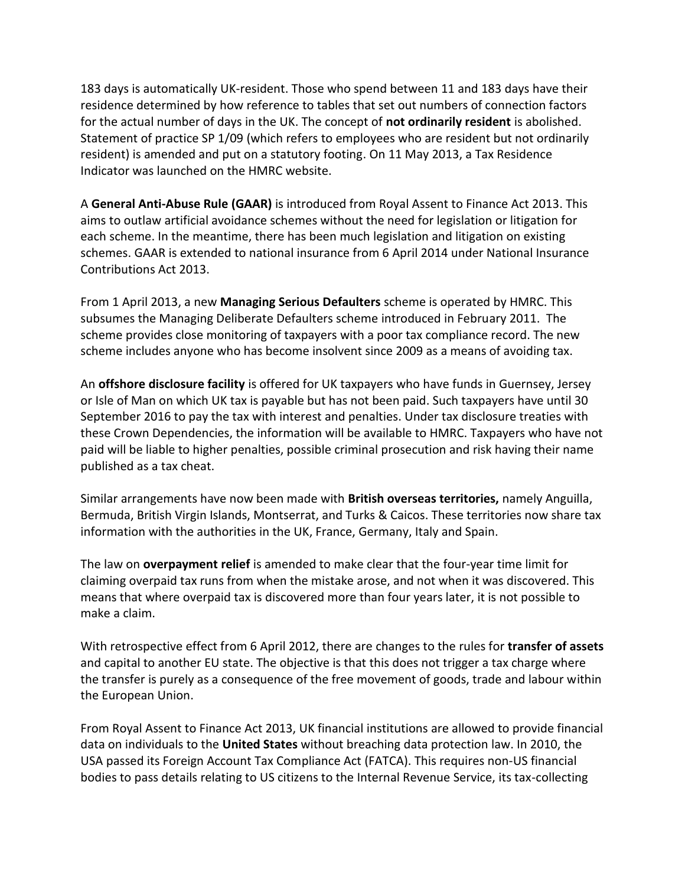183 days is automatically UK-resident. Those who spend between 11 and 183 days have their residence determined by how reference to tables that set out numbers of connection factors for the actual number of days in the UK. The concept of **not ordinarily resident** is abolished. Statement of practice SP 1/09 (which refers to employees who are resident but not ordinarily resident) is amended and put on a statutory footing. On 11 May 2013, a Tax Residence Indicator was launched on the HMRC website.

A **General Anti-Abuse Rule (GAAR)** is introduced from Royal Assent to Finance Act 2013. This aims to outlaw artificial avoidance schemes without the need for legislation or litigation for each scheme. In the meantime, there has been much legislation and litigation on existing schemes. GAAR is extended to national insurance from 6 April 2014 under National Insurance Contributions Act 2013.

From 1 April 2013, a new **Managing Serious Defaulters** scheme is operated by HMRC. This subsumes the Managing Deliberate Defaulters scheme introduced in February 2011. The scheme provides close monitoring of taxpayers with a poor tax compliance record. The new scheme includes anyone who has become insolvent since 2009 as a means of avoiding tax.

An **offshore disclosure facility** is offered for UK taxpayers who have funds in Guernsey, Jersey or Isle of Man on which UK tax is payable but has not been paid. Such taxpayers have until 30 September 2016 to pay the tax with interest and penalties. Under tax disclosure treaties with these Crown Dependencies, the information will be available to HMRC. Taxpayers who have not paid will be liable to higher penalties, possible criminal prosecution and risk having their name published as a tax cheat.

Similar arrangements have now been made with **British overseas territories,** namely Anguilla, Bermuda, British Virgin Islands, Montserrat, and Turks & Caicos. These territories now share tax information with the authorities in the UK, France, Germany, Italy and Spain.

The law on **overpayment relief** is amended to make clear that the four-year time limit for claiming overpaid tax runs from when the mistake arose, and not when it was discovered. This means that where overpaid tax is discovered more than four years later, it is not possible to make a claim.

With retrospective effect from 6 April 2012, there are changes to the rules for **transfer of assets** and capital to another EU state. The objective is that this does not trigger a tax charge where the transfer is purely as a consequence of the free movement of goods, trade and labour within the European Union.

From Royal Assent to Finance Act 2013, UK financial institutions are allowed to provide financial data on individuals to the **United States** without breaching data protection law. In 2010, the USA passed its Foreign Account Tax Compliance Act (FATCA). This requires non-US financial bodies to pass details relating to US citizens to the Internal Revenue Service, its tax-collecting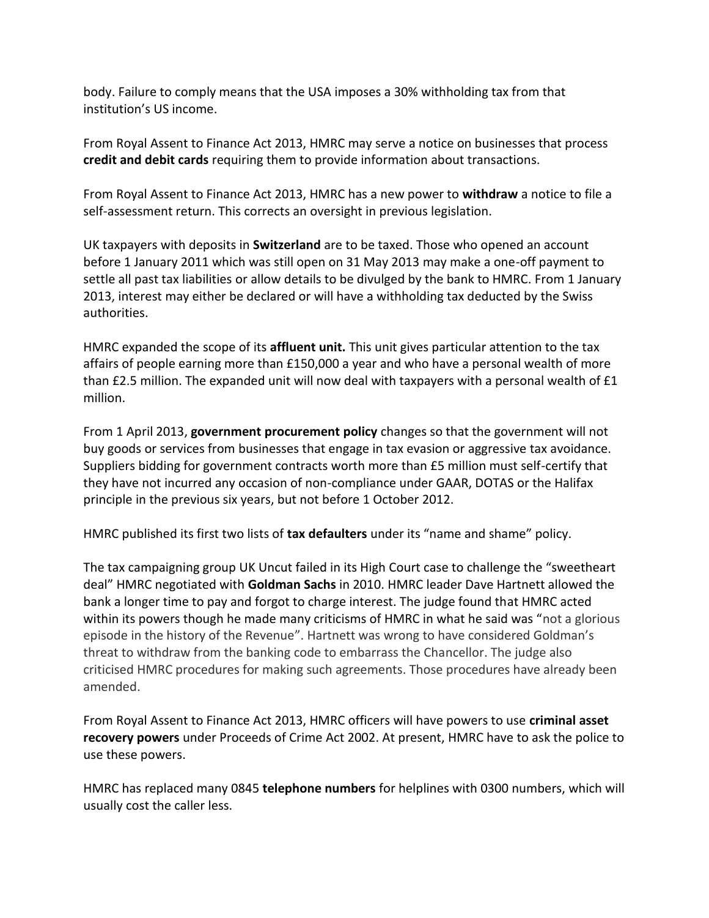body. Failure to comply means that the USA imposes a 30% withholding tax from that institution's US income.

From Royal Assent to Finance Act 2013, HMRC may serve a notice on businesses that process **credit and debit cards** requiring them to provide information about transactions.

From Royal Assent to Finance Act 2013, HMRC has a new power to **withdraw** a notice to file a self-assessment return. This corrects an oversight in previous legislation.

UK taxpayers with deposits in **Switzerland** are to be taxed. Those who opened an account before 1 January 2011 which was still open on 31 May 2013 may make a one-off payment to settle all past tax liabilities or allow details to be divulged by the bank to HMRC. From 1 January 2013, interest may either be declared or will have a withholding tax deducted by the Swiss authorities.

HMRC expanded the scope of its **affluent unit.** This unit gives particular attention to the tax affairs of people earning more than £150,000 a year and who have a personal wealth of more than £2.5 million. The expanded unit will now deal with taxpayers with a personal wealth of £1 million.

From 1 April 2013, **government procurement policy** changes so that the government will not buy goods or services from businesses that engage in tax evasion or aggressive tax avoidance. Suppliers bidding for government contracts worth more than £5 million must self-certify that they have not incurred any occasion of non-compliance under GAAR, DOTAS or the Halifax principle in the previous six years, but not before 1 October 2012.

HMRC published its first two lists of **tax defaulters** under its "name and shame" policy.

The tax campaigning group UK Uncut failed in its High Court case to challenge the "sweetheart deal" HMRC negotiated with **Goldman Sachs** in 2010. HMRC leader Dave Hartnett allowed the bank a longer time to pay and forgot to charge interest. The judge found that HMRC acted within its powers though he made many criticisms of HMRC in what he said was "not a glorious episode in the history of the Revenue". Hartnett was wrong to have considered Goldman's threat to withdraw from the banking code to embarrass the Chancellor. The judge also criticised HMRC procedures for making such agreements. Those procedures have already been amended.

From Royal Assent to Finance Act 2013, HMRC officers will have powers to use **criminal asset recovery powers** under Proceeds of Crime Act 2002. At present, HMRC have to ask the police to use these powers.

HMRC has replaced many 0845 **telephone numbers** for helplines with 0300 numbers, which will usually cost the caller less.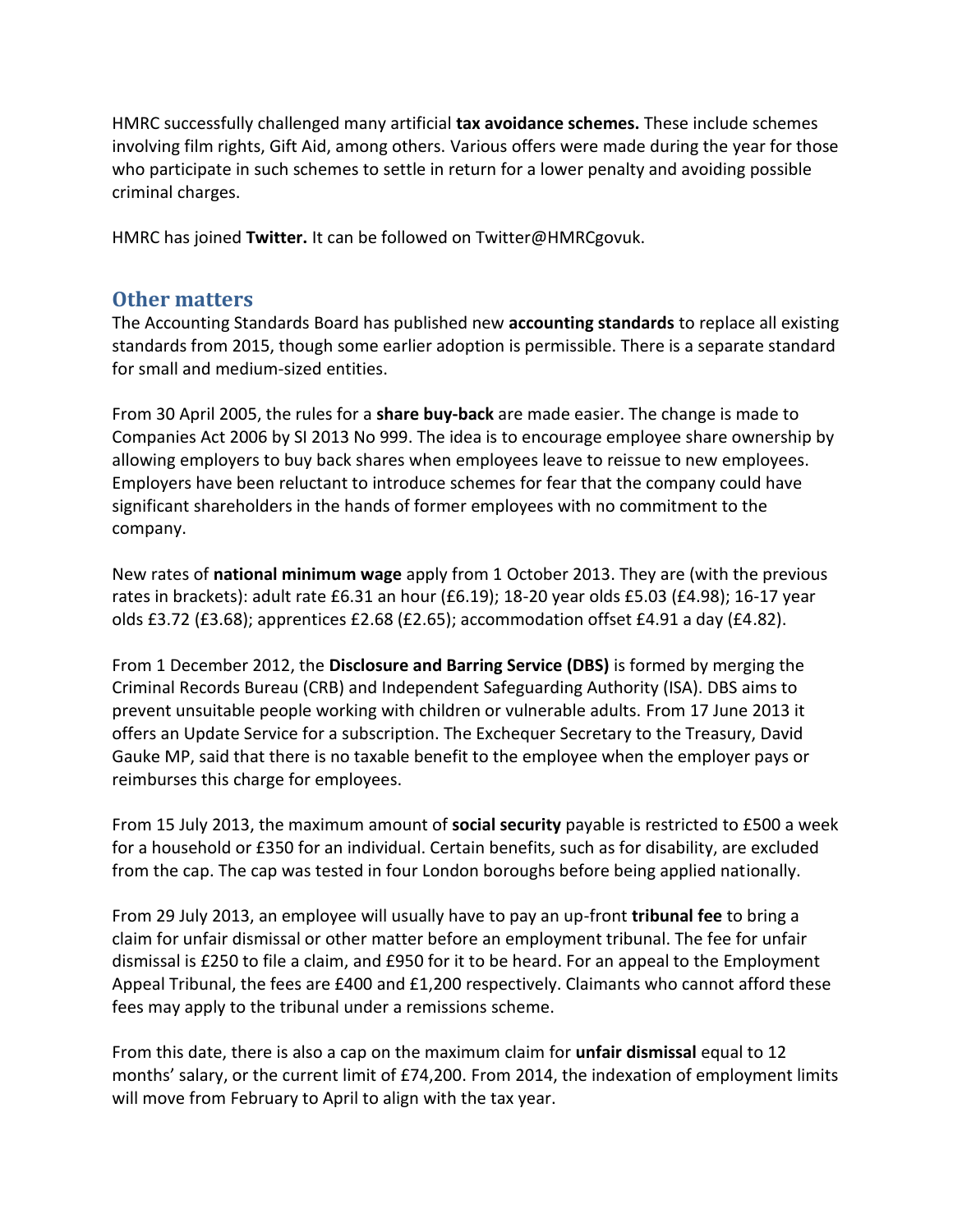HMRC successfully challenged many artificial **tax avoidance schemes.** These include schemes involving film rights, Gift Aid, among others. Various offers were made during the year for those who participate in such schemes to settle in return for a lower penalty and avoiding possible criminal charges.

HMRC has joined **Twitter.** It can be followed on Twitter@HMRCgovuk.

## Other matters

The Accounting Standards Board has published new **accounting standards** to replace all existing standards from 2015, though some earlier adoption is permissible. There is a separate standard for small and medium-sized entities.

From 30 April 2005, the rules for a **share buy-back** are made easier. The change is made to Companies Act 2006 by SI 2013 No 999. The idea is to encourage employee share ownership by allowing employers to buy back shares when employees leave to reissue to new employees. Employers have been reluctant to introduce schemes for fear that the company could have significant shareholders in the hands of former employees with no commitment to the company.

New rates of **national minimum wage** apply from 1 October 2013. They are (with the previous rates in brackets): adult rate £6.31 an hour (£6.19); 18-20 year olds £5.03 (£4.98); 16-17 year olds £3.72 (£3.68); apprentices £2.68 (£2.65); accommodation offset £4.91 a day (£4.82).

From 1 December 2012, the **Disclosure and Barring Service (DBS)** is formed by merging the Criminal Records Bureau (CRB) and Independent Safeguarding Authority (ISA). DBS aims to prevent unsuitable people working with children or vulnerable adults. From 17 June 2013 it offers an Update Service for a subscription. The Exchequer Secretary to the Treasury, David Gauke MP, said that there is no taxable benefit to the employee when the employer pays or reimburses this charge for employees.

From 15 July 2013, the maximum amount of **social security** payable is restricted to £500 a week for a household or £350 for an individual. Certain benefits, such as for disability, are excluded from the cap. The cap was tested in four London boroughs before being applied nationally.

From 29 July 2013, an employee will usually have to pay an up-front **tribunal fee** to bring a claim for unfair dismissal or other matter before an employment tribunal. The fee for unfair dismissal is £250 to file a claim, and £950 for it to be heard. For an appeal to the Employment Appeal Tribunal, the fees are £400 and £1,200 respectively. Claimants who cannot afford these fees may apply to the tribunal under a remissions scheme.

From this date, there is also a cap on the maximum claim for **unfair dismissal** equal to 12 months' salary, or the current limit of £74,200. From 2014, the indexation of employment limits will move from February to April to align with the tax year.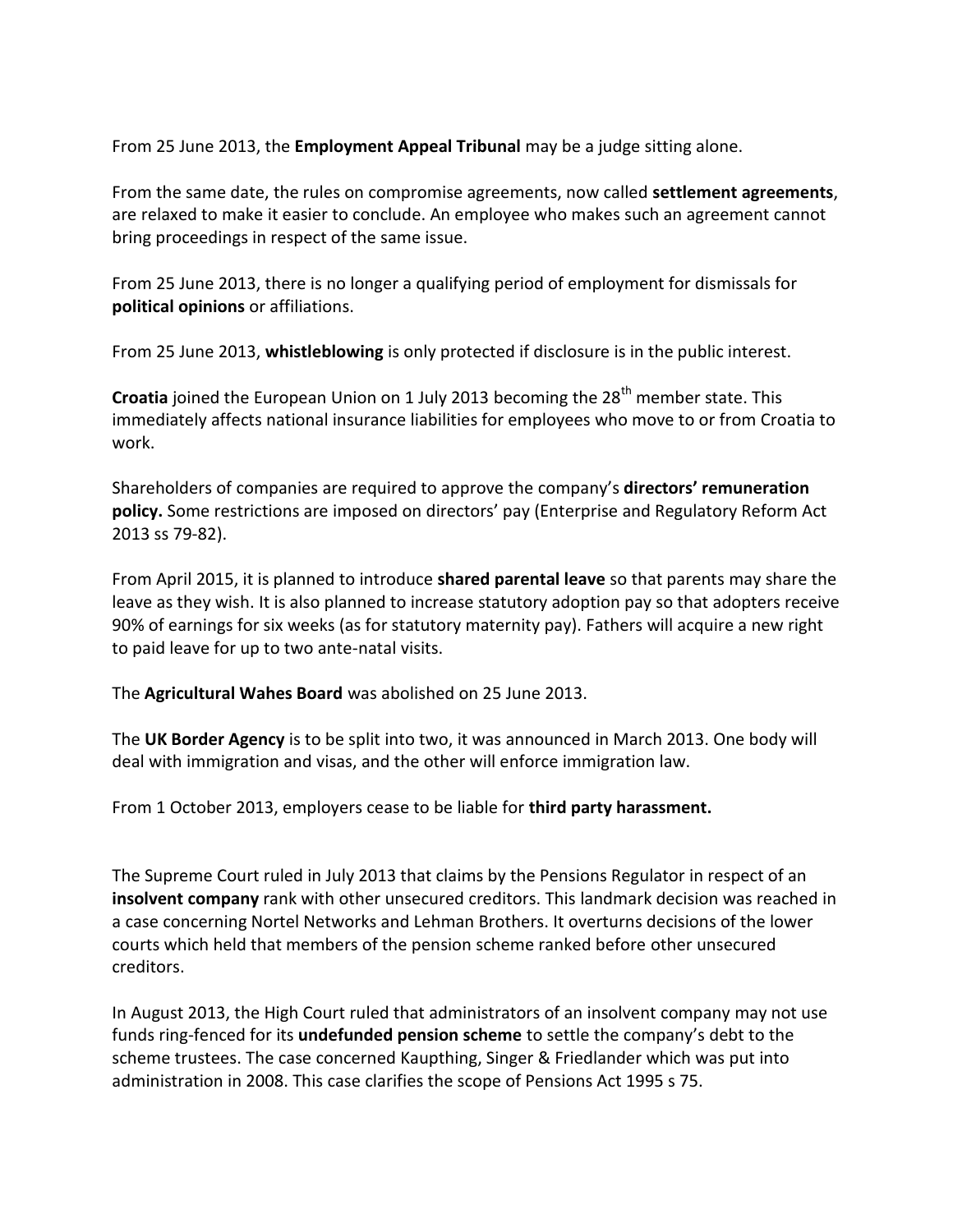From 25 June 2013, the **Employment Appeal Tribunal** may be a judge sitting alone.

From the same date, the rules on compromise agreements, now called **settlement agreements**, are relaxed to make it easier to conclude. An employee who makes such an agreement cannot bring proceedings in respect of the same issue.

From 25 June 2013, there is no longer a qualifying period of employment for dismissals for **political opinions** or affiliations.

From 25 June 2013, **whistleblowing** is only protected if disclosure is in the public interest.

**Croatia** joined the European Union on 1 July 2013 becoming the 28th member state. This immediately affects national insurance liabilities for employees who move to or from Croatia to work.

Shareholders of companies are required to approve the company's **directors' remuneration policy.** Some restrictions are imposed on directors' pay (Enterprise and Regulatory Reform Act 2013 ss 79-82).

From April 2015, it is planned to introduce **shared parental leave** so that parents may share the leave as they wish. It is also planned to increase statutory adoption pay so that adopters receive 90% of earnings for six weeks (as for statutory maternity pay). Fathers will acquire a new right to paid leave for up to two ante-natal visits.

The **Agricultural Wahes Board** was abolished on 25 June 2013.

The **UK Border Agency** is to be split into two, it was announced in March 2013. One body will deal with immigration and visas, and the other will enforce immigration law.

From 1 October 2013, employers cease to be liable for **third party harassment.**

The Supreme Court ruled in July 2013 that claims by the Pensions Regulator in respect of an **insolvent company** rank with other unsecured creditors. This landmark decision was reached in a case concerning Nortel Networks and Lehman Brothers. It overturns decisions of the lower courts which held that members of the pension scheme ranked before other unsecured creditors.

In August 2013, the High Court ruled that administrators of an insolvent company may not use funds ring-fenced for its **undefunded pension scheme** to settle the company's debt to the scheme trustees. The case concerned Kaupthing, Singer & Friedlander which was put into administration in 2008. This case clarifies the scope of Pensions Act 1995 s 75.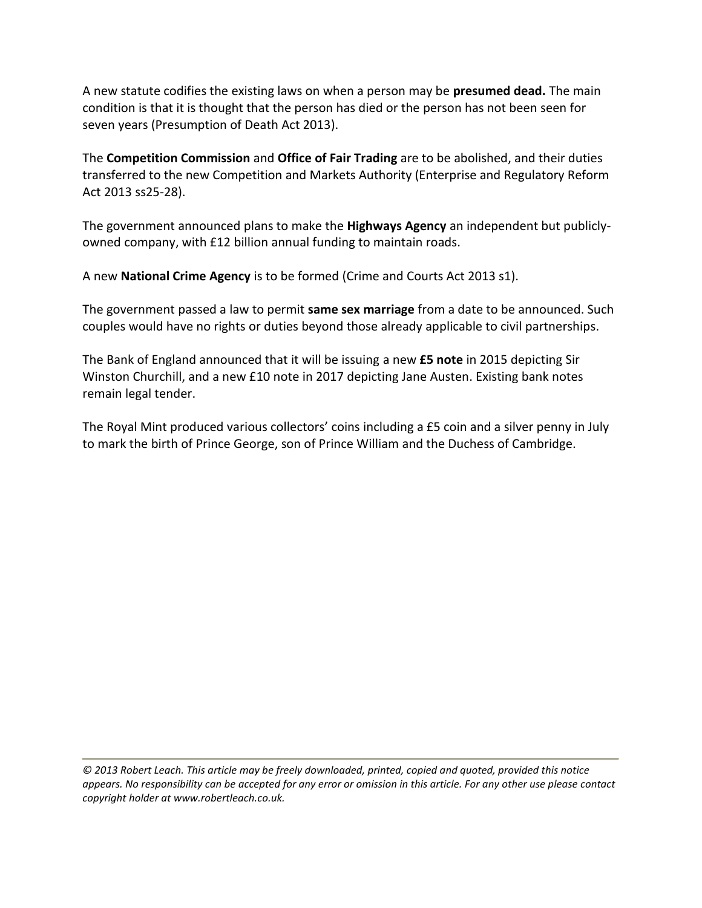A new statute codifies the existing laws on when a person may be **presumed dead.** The main condition is that it is thought that the person has died or the person has not been seen for seven years (Presumption of Death Act 2013).

The **Competition Commission** and **Office of Fair Trading** are to be abolished, and their duties transferred to the new Competition and Markets Authority (Enterprise and Regulatory Reform Act 2013 ss25-28).

The government announced plans to make the **Highways Agency** an independent but publicly-owned company, with £12 billion annual funding to maintain roads.

A new **National Crime Agency** is to be formed (Crime and Courts Act 2013 s1).

The government passed a law to permit **same sex marriage** from a date to be announced. Such couples would have no rights or duties beyond those already applicable to civil partnerships.

The Bank of England announced that it will be issuing a new **£5 note** in 2015 depicting Sir Winston Churchill, and a new £10 note in 2017 depicting Jane Austen. Existing bank notes remain legal tender.

The Royal Mint produced various collectors' coins including a £5 coin and a silver penny in July to mark the birth of Prince George, son of Prince William and the Duchess of Cambridge.

---

*© 2013 Robert Leach. This article may be freely downloaded, printed, copied and quoted, provided this notice appears. No responsibility can be accepted for any error or omission in this article. For any other use please contact copyright holder at www.robertleach.co.uk.*